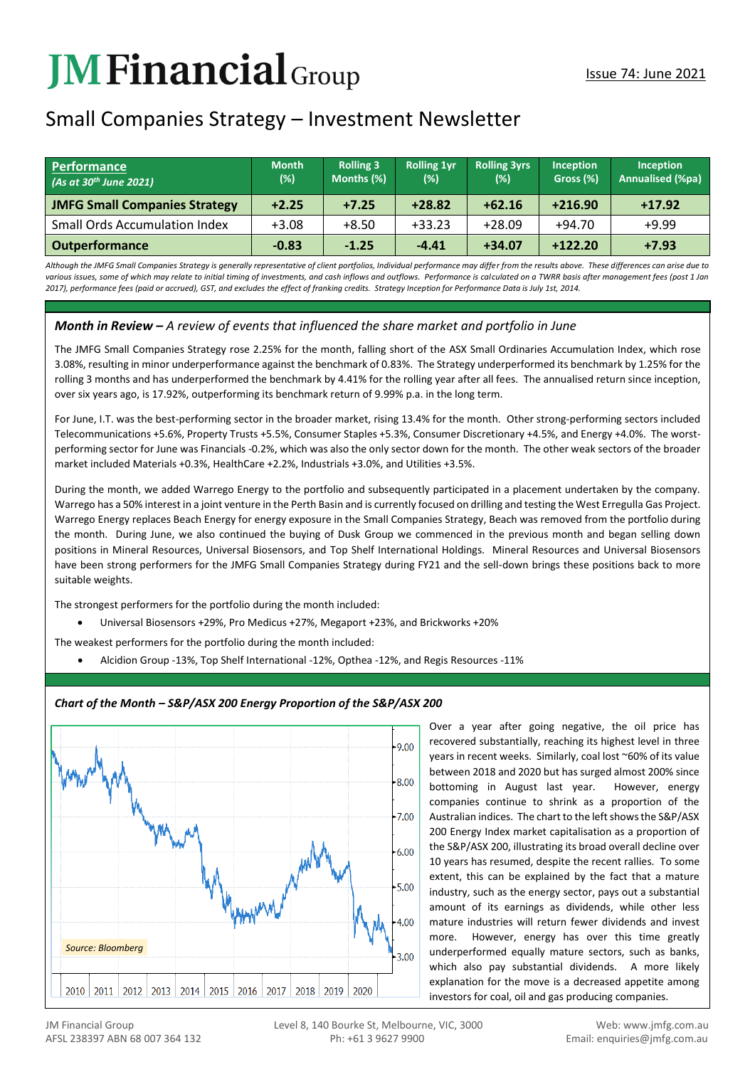# JM Financial Group

Issue 74: June 2021

## Small Companies Strategy – Investment Newsletter

| **Performance** *(As at 30th June 2021)* | Month (%) | Rolling 3 Months (%) | Rolling 1yr (%) | Rolling 3yrs (%) | Inception Gross (%) | Inception Annualised (%pa) |
|---|---|---|---|---|---|---|
| **JMFG Small Companies Strategy** | **+2.25** | **+7.25** | **+28.82** | **+62.16** | **+216.90** | **+17.92** |
| Small Ords Accumulation Index | +3.08 | +8.50 | +33.23 | +28.09 | +94.70 | +9.99 |
| **Outperformance** | **-0.83** | **-1.25** | **-4.41** | **+34.07** | **+122.20** | **+7.93** |

*Although the JMFG Small Companies Strategy is generally representative of client portfolios, Individual performance may differ from the results above. These differences can arise due to various issues, some of which may relate to initial timing of investments, and cash inflows and outflows. Performance is calculated on a TWRR basis after management fees (post 1 Jan 2017), performance fees (paid or accrued), GST, and excludes the effect of franking credits. Strategy Inception for Performance Data is July 1st, 2014.*

### *Month in Review – A review of events that influenced the share market and portfolio in June*

The JMFG Small Companies Strategy rose 2.25% for the month, falling short of the ASX Small Ordinaries Accumulation Index, which rose 3.08%, resulting in minor underperformance against the benchmark of 0.83%. The Strategy underperformed its benchmark by 1.25% for the rolling 3 months and has underperformed the benchmark by 4.41% for the rolling year after all fees. The annualised return since inception, over six years ago, is 17.92%, outperforming its benchmark return of 9.99% p.a. in the long term.

For June, I.T. was the best-performing sector in the broader market, rising 13.4% for the month. Other strong-performing sectors included Telecommunications +5.6%, Property Trusts +5.5%, Consumer Staples +5.3%, Consumer Discretionary +4.5%, and Energy +4.0%. The worst-performing sector for June was Financials -0.2%, which was also the only sector down for the month. The other weak sectors of the broader market included Materials +0.3%, HealthCare +2.2%, Industrials +3.0%, and Utilities +3.5%.

During the month, we added Warrego Energy to the portfolio and subsequently participated in a placement undertaken by the company. Warrego has a 50% interest in a joint venture in the Perth Basin and is currently focused on drilling and testing the West Erregulla Gas Project. Warrego Energy replaces Beach Energy for energy exposure in the Small Companies Strategy, Beach was removed from the portfolio during the month. During June, we also continued the buying of Dusk Group we commenced in the previous month and began selling down positions in Mineral Resources, Universal Biosensors, and Top Shelf International Holdings. Mineral Resources and Universal Biosensors have been strong performers for the JMFG Small Companies Strategy during FY21 and the sell-down brings these positions back to more suitable weights.

The strongest performers for the portfolio during the month included:

- Universal Biosensors +29%, Pro Medicus +27%, Megaport +23%, and Brickworks +20%

The weakest performers for the portfolio during the month included:

- Alcidion Group -13%, Top Shelf International -12%, Opthea -12%, and Regis Resources -11%

### *Chart of the Month – S&P/ASX 200 Energy Proportion of the S&P/ASX 200*

Source: Bloomberg

Over a year after going negative, the oil price has recovered substantially, reaching its highest level in three years in recent weeks. Similarly, coal lost ~60% of its value between 2018 and 2020 but has surged almost 200% since bottoming in August last year. However, energy companies continue to shrink as a proportion of the Australian indices. The chart to the left shows the S&P/ASX 200 Energy Index market capitalisation as a proportion of the S&P/ASX 200, illustrating its broad overall decline over 10 years has resumed, despite the recent rallies. To some extent, this can be explained by the fact that a mature industry, such as the energy sector, pays out a substantial amount of its earnings as dividends, while other less mature industries will return fewer dividends and invest more. However, energy has over this time greatly underperformed equally mature sectors, such as banks, which also pay substantial dividends. A more likely explanation for the move is a decreased appetite among investors for coal, oil and gas producing companies.

JM Financial Group
AFSL 238397 ABN 68 007 364 132

Level 8, 140 Bourke St, Melbourne, VIC, 3000
Ph: +61 3 9627 9900

Web: www.jmfg.com.au
Email: enquiries@jmfg.com.au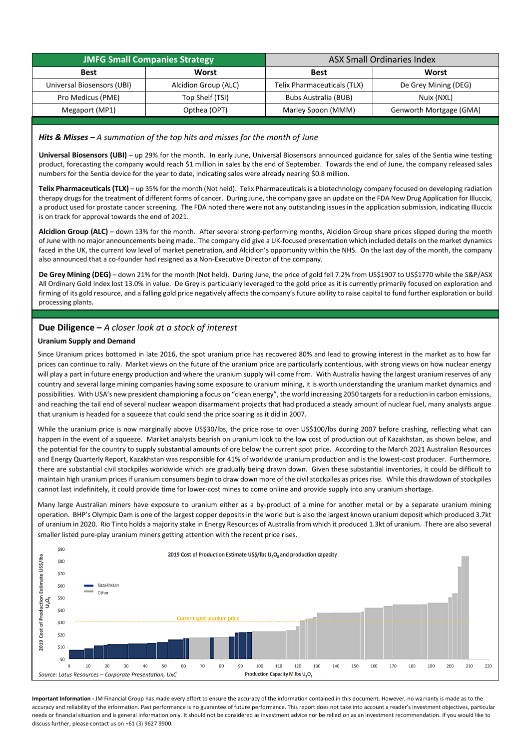| JMFG Small Companies Strategy | | ASX Small Ordinaries Index | |
|---|---|---|---|
| **Best** | **Worst** | **Best** | **Worst** |
| Universal Biosensors (UBI) | Alcidion Group (ALC) | Telix Pharmaceuticals (TLX) | De Grey Mining (DEG) |
| Pro Medicus (PME) | Top Shelf (TSI) | Bubs Australia (BUB) | Nuix (NXL) |
| Megaport (MP1) | Opthea (OPT) | Marley Spoon (MMM) | Genworth Mortgage (GMA) |

***Hits & Misses –*** *A summation of the top hits and misses for the month of June*

**Universal Biosensors (UBI)** – up 29% for the month. In early June, Universal Biosensors announced guidance for sales of the Sentia wine testing product, forecasting the company would reach $1 million in sales by the end of September. Towards the end of June, the company released sales numbers for the Sentia device for the year to date, indicating sales were already nearing $0.8 million.

**Telix Pharmaceuticals (TLX)** – up 35% for the month (Not held). Telix Pharmaceuticals is a biotechnology company focused on developing radiation therapy drugs for the treatment of different forms of cancer. During June, the company gave an update on the FDA New Drug Application for Illuccix, a product used for prostate cancer screening. The FDA noted there were not any outstanding issues in the application submission, indicating Illuccix is on track for approval towards the end of 2021.

**Alcidion Group (ALC)** – down 13% for the month. After several strong-performing months, Alcidion Group share prices slipped during the month of June with no major announcements being made. The company did give a UK-focused presentation which included details on the market dynamics faced in the UK, the current low level of market penetration, and Alcidion's opportunity within the NHS. On the last day of the month, the company also announced that a co-founder had resigned as a Non-Executive Director of the company.

**De Grey Mining (DEG)** – down 21% for the month (Not held). During June, the price of gold fell 7.2% from US$1907 to US$1770 while the S&P/ASX All Ordinary Gold Index lost 13.0% in value. De Grey is particularly leveraged to the gold price as it is currently primarily focused on exploration and firming of its gold resource, and a falling gold price negatively affects the company's future ability to raise capital to fund further exploration or build processing plants.

## Due Diligence – *A closer look at a stock of interest*

### Uranium Supply and Demand

Since Uranium prices bottomed in late 2016, the spot uranium price has recovered 80% and lead to growing interest in the market as to how far prices can continue to rally. Market views on the future of the uranium price are particularly contentious, with strong views on how nuclear energy will play a part in future energy production and where the uranium supply will come from. With Australia having the largest uranium reserves of any country and several large mining companies having some exposure to uranium mining, it is worth understanding the uranium market dynamics and possibilities. With USA's new president championing a focus on "clean energy", the world increasing 2050 targets for a reduction in carbon emissions, and reaching the tail end of several nuclear weapon disarmament projects that had produced a steady amount of nuclear fuel, many analysts argue that uranium is headed for a squeeze that could send the price soaring as it did in 2007.

While the uranium price is now marginally above US$30/lbs, the price rose to over US$100/lbs during 2007 before crashing, reflecting what can happen in the event of a squeeze. Market analysts bearish on uranium look to the low cost of production out of Kazakhstan, as shown below, and the potential for the country to supply substantial amounts of ore below the current spot price. According to the March 2021 Australian Resources and Energy Quarterly Report, Kazakhstan was responsible for 41% of worldwide uranium production and is the lowest-cost producer. Furthermore, there are substantial civil stockpiles worldwide which are gradually being drawn down. Given these substantial inventories, it could be difficult to maintain high uranium prices if uranium consumers begin to draw down more of the civil stockpiles as prices rise. While this drawdown of stockpiles cannot last indefinitely, it could provide time for lower-cost mines to come online and provide supply into any uranium shortage.

Many large Australian miners have exposure to uranium either as a by-product of a mine for another metal or by a separate uranium mining operation. BHP's Olympic Dam is one of the largest copper deposits in the world but is also the largest known uranium deposit which produced 3.7kt of uranium in 2020. Rio Tinto holds a majority stake in Energy Resources of Australia from which it produced 1.3kt of uranium. There are also several smaller listed pure-play uranium miners getting attention with the recent price rises.

2019 Cost of Production Estimate US$/lbs $U_3O_8$ and production capacity

2019 Cost of Production Estimate US$/lbs $U_3O_8$

$90
$80
$70
$60
$50
$40
$30
$20
$10
$0

Kazakhstan
Other

Current spot uranium price

0 10 20 30 40 50 60 70 80 90 100 110 120 130 140 150 160 170 180 190 200 210 220

Production Capacity M lbs $U_3O_8$

Source: Lotus Resources – Corporate Presentation, UxC

**Important Information -** JM Financial Group has made every effort to ensure the accuracy of the information contained in this document. However, no warranty is made as to the accuracy and reliability of the information. Past performance is no guarantee of future performance. This report does not take into account a reader's investment objectives, particular needs or financial situation and is general information only. It should not be considered as investment advice nor be relied on as an investment recommendation. If you would like to discuss further, please contact us on +61 (3) 9627 9900.